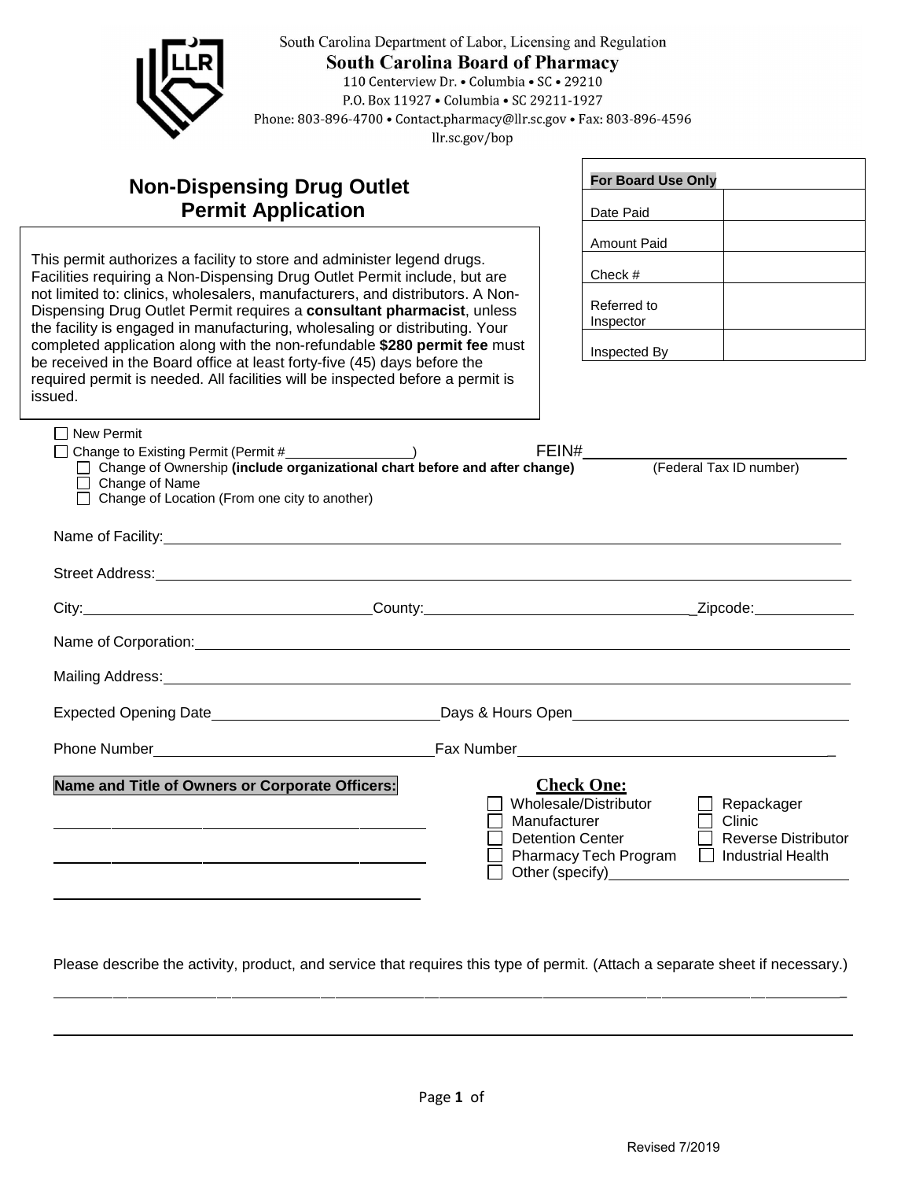South Carolina Department of Labor, Licensing and Regulation
**South Carolina Board of Pharmacy**
110 Centerview Dr. • Columbia • SC • 29210
P.O. Box 11927 • Columbia • SC 29211-1927
Phone: 803-896-4700 • Contact.pharmacy@llr.sc.gov • Fax: 803-896-4596
llr.sc.gov/bop

# Non-Dispensing Drug Outlet Permit Application

| For Board Use Only | |
|---|---|
| Date Paid | |
| Amount Paid | |
| Check # | |
| Referred to Inspector | |
| Inspected By | |

This permit authorizes a facility to store and administer legend drugs. Facilities requiring a Non-Dispensing Drug Outlet Permit include, but are not limited to: clinics, wholesalers, manufacturers, and distributors. A Non-Dispensing Drug Outlet Permit requires a **consultant pharmacist**, unless the facility is engaged in manufacturing, wholesaling or distributing. Your completed application along with the non-refundable **$280 permit fee** must be received in the Board office at least forty-five (45) days before the required permit is needed. All facilities will be inspected before a permit is issued.

☐ New Permit
☐ Change to Existing Permit (Permit #________________)
- ☐ Change of Ownership **(include organizational chart before and after change)**
- ☐ Change of Name
- ☐ Change of Location (From one city to another)

FEIN#________________________ (Federal Tax ID number)

Name of Facility:________________________________________________

Street Address:________________________________________________

City:____________________ County:____________________ Zipcode:____________

Name of Corporation:________________________________________________

Mailing Address:________________________________________________

Expected Opening Date____________________ Days & Hours Open____________________

Phone Number____________________ Fax Number____________________

**Name and Title of Owners or Corporate Officers:**

________________________________________

________________________________________

________________________________________

**Check One:**

☐ Wholesale/Distributor ☐ Repackager
☐ Manufacturer ☐ Clinic
☐ Detention Center ☐ Reverse Distributor
☐ Pharmacy Tech Program ☐ Industrial Health
☐ Other (specify)____________________

Please describe the activity, product, and service that requires this type of permit. (Attach a separate sheet if necessary.)

________________________________________________________________________________

________________________________________________________________________________

Revised 7/2019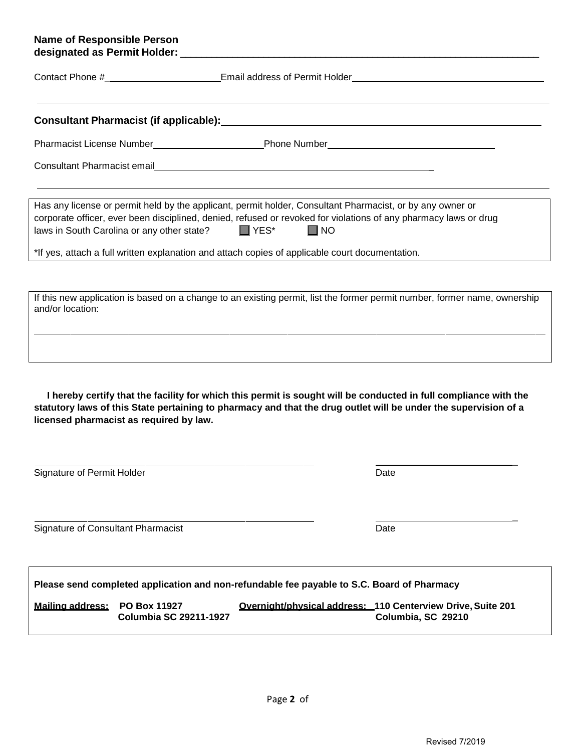**Name of Responsible Person designated as Permit Holder:** ______________________________________________________________

Contact Phone # ______________________ Email address of Permit Holder ______________________________________

---

**Consultant Pharmacist (if applicable):** ______________________________________________________________

Pharmacist License Number ______________________ Phone Number ______________________________

Consultant Pharmacist email ______________________________________________________

---

Has any license or permit held by the applicant, permit holder, Consultant Pharmacist, or by any owner or corporate officer, ever been disciplined, denied, refused or revoked for violations of any pharmacy laws or drug laws in South Carolina or any other state? ☐ YES* ☐ NO

*If yes, attach a full written explanation and attach copies of applicable court documentation.

---

If this new application is based on a change to an existing permit, list the former permit number, former name, ownership and/or location:

______________________________________________________________________________________________

---

**I hereby certify that the facility for which this permit is sought will be conducted in full compliance with the statutory laws of this State pertaining to pharmacy and that the drug outlet will be under the supervision of a licensed pharmacist as required by law.**

______________________________________________ ______________________________

Signature of Permit Holder Date

______________________________________________ ______________________________

Signature of Consultant Pharmacist Date

---

**Please send completed application and non-refundable fee payable to S.C. Board of Pharmacy**

**Mailing address:** **PO Box 11927**
**Columbia SC 29211-1927**

**Overnight/physical address:** **110 Centerview Drive, Suite 201**
**Columbia, SC 29210**

Revised 7/2019